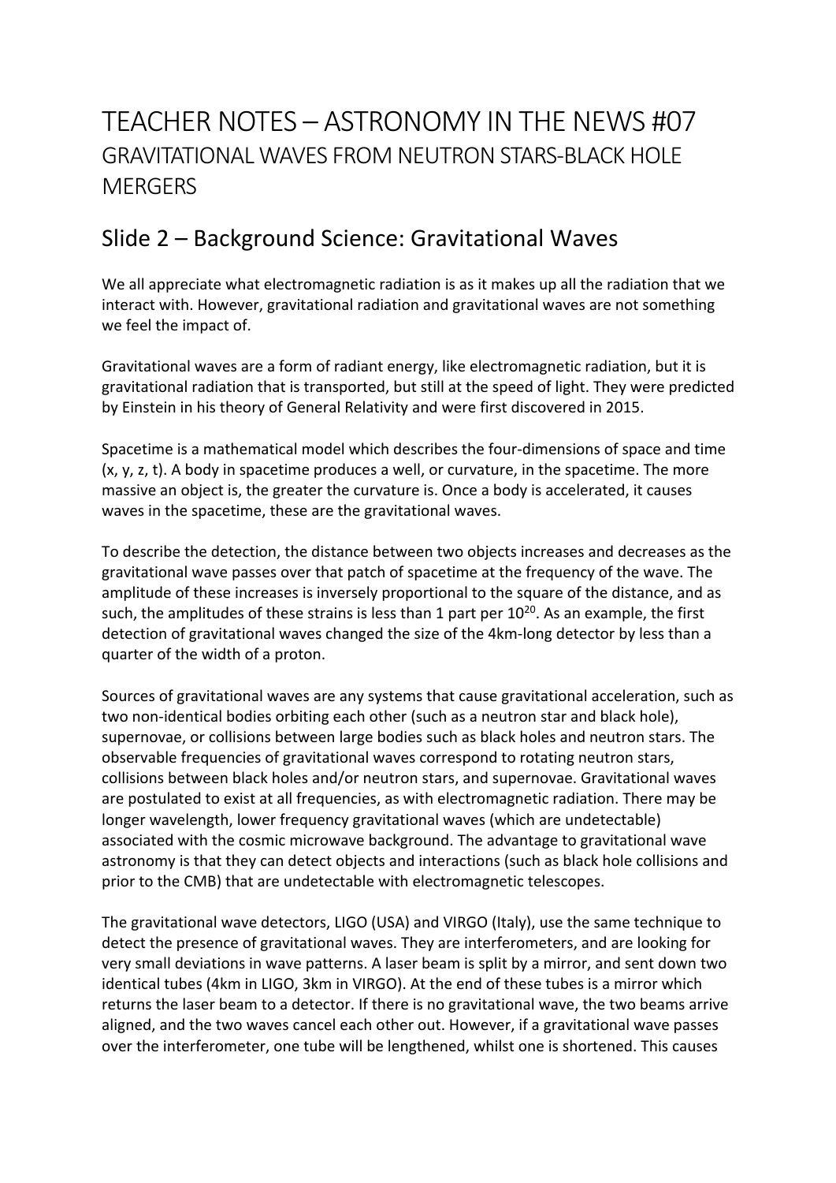# TEACHER NOTES – ASTRONOMY IN THE NEWS #07
## GRAVITATIONAL WAVES FROM NEUTRON STARS-BLACK HOLE MERGERS

## Slide 2 – Background Science: Gravitational Waves

We all appreciate what electromagnetic radiation is as it makes up all the radiation that we interact with. However, gravitational radiation and gravitational waves are not something we feel the impact of.

Gravitational waves are a form of radiant energy, like electromagnetic radiation, but it is gravitational radiation that is transported, but still at the speed of light. They were predicted by Einstein in his theory of General Relativity and were first discovered in 2015.

Spacetime is a mathematical model which describes the four-dimensions of space and time (x, y, z, t). A body in spacetime produces a well, or curvature, in the spacetime. The more massive an object is, the greater the curvature is. Once a body is accelerated, it causes waves in the spacetime, these are the gravitational waves.

To describe the detection, the distance between two objects increases and decreases as the gravitational wave passes over that patch of spacetime at the frequency of the wave. The amplitude of these increases is inversely proportional to the square of the distance, and as such, the amplitudes of these strains is less than 1 part per $10^{20}$. As an example, the first detection of gravitational waves changed the size of the 4km-long detector by less than a quarter of the width of a proton.

Sources of gravitational waves are any systems that cause gravitational acceleration, such as two non-identical bodies orbiting each other (such as a neutron star and black hole), supernovae, or collisions between large bodies such as black holes and neutron stars. The observable frequencies of gravitational waves correspond to rotating neutron stars, collisions between black holes and/or neutron stars, and supernovae. Gravitational waves are postulated to exist at all frequencies, as with electromagnetic radiation. There may be longer wavelength, lower frequency gravitational waves (which are undetectable) associated with the cosmic microwave background. The advantage to gravitational wave astronomy is that they can detect objects and interactions (such as black hole collisions and prior to the CMB) that are undetectable with electromagnetic telescopes.

The gravitational wave detectors, LIGO (USA) and VIRGO (Italy), use the same technique to detect the presence of gravitational waves. They are interferometers, and are looking for very small deviations in wave patterns. A laser beam is split by a mirror, and sent down two identical tubes (4km in LIGO, 3km in VIRGO). At the end of these tubes is a mirror which returns the laser beam to a detector. If there is no gravitational wave, the two beams arrive aligned, and the two waves cancel each other out. However, if a gravitational wave passes over the interferometer, one tube will be lengthened, whilst one is shortened. This causes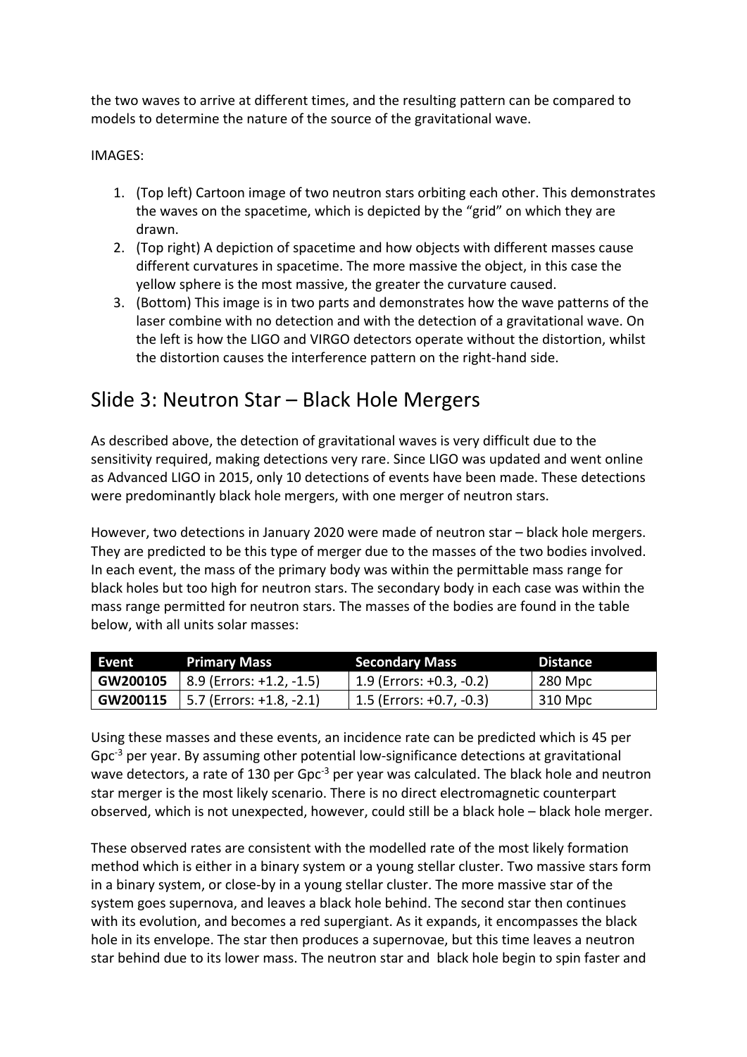the two waves to arrive at different times, and the resulting pattern can be compared to models to determine the nature of the source of the gravitational wave.

IMAGES:

1. (Top left) Cartoon image of two neutron stars orbiting each other. This demonstrates the waves on the spacetime, which is depicted by the "grid" on which they are drawn.
2. (Top right) A depiction of spacetime and how objects with different masses cause different curvatures in spacetime. The more massive the object, in this case the yellow sphere is the most massive, the greater the curvature caused.
3. (Bottom) This image is in two parts and demonstrates how the wave patterns of the laser combine with no detection and with the detection of a gravitational wave. On the left is how the LIGO and VIRGO detectors operate without the distortion, whilst the distortion causes the interference pattern on the right-hand side.

## Slide 3: Neutron Star – Black Hole Mergers

As described above, the detection of gravitational waves is very difficult due to the sensitivity required, making detections very rare. Since LIGO was updated and went online as Advanced LIGO in 2015, only 10 detections of events have been made. These detections were predominantly black hole mergers, with one merger of neutron stars.

However, two detections in January 2020 were made of neutron star – black hole mergers. They are predicted to be this type of merger due to the masses of the two bodies involved. In each event, the mass of the primary body was within the permittable mass range for black holes but too high for neutron stars. The secondary body in each case was within the mass range permitted for neutron stars. The masses of the bodies are found in the table below, with all units solar masses:

| Event | Primary Mass | Secondary Mass | Distance |
| --- | --- | --- | --- |
| **GW200105** | 8.9 (Errors: +1.2, -1.5) | 1.9 (Errors: +0.3, -0.2) | 280 Mpc |
| **GW200115** | 5.7 (Errors: +1.8, -2.1) | 1.5 (Errors: +0.7, -0.3) | 310 Mpc |

Using these masses and these events, an incidence rate can be predicted which is 45 per $Gpc^{-3}$ per year. By assuming other potential low-significance detections at gravitational wave detectors, a rate of 130 per $Gpc^{-3}$ per year was calculated. The black hole and neutron star merger is the most likely scenario. There is no direct electromagnetic counterpart observed, which is not unexpected, however, could still be a black hole – black hole merger.

These observed rates are consistent with the modelled rate of the most likely formation method which is either in a binary system or a young stellar cluster. Two massive stars form in a binary system, or close-by in a young stellar cluster. The more massive star of the system goes supernova, and leaves a black hole behind. The second star then continues with its evolution, and becomes a red supergiant. As it expands, it encompasses the black hole in its envelope. The star then produces a supernovae, but this time leaves a neutron star behind due to its lower mass. The neutron star and black hole begin to spin faster and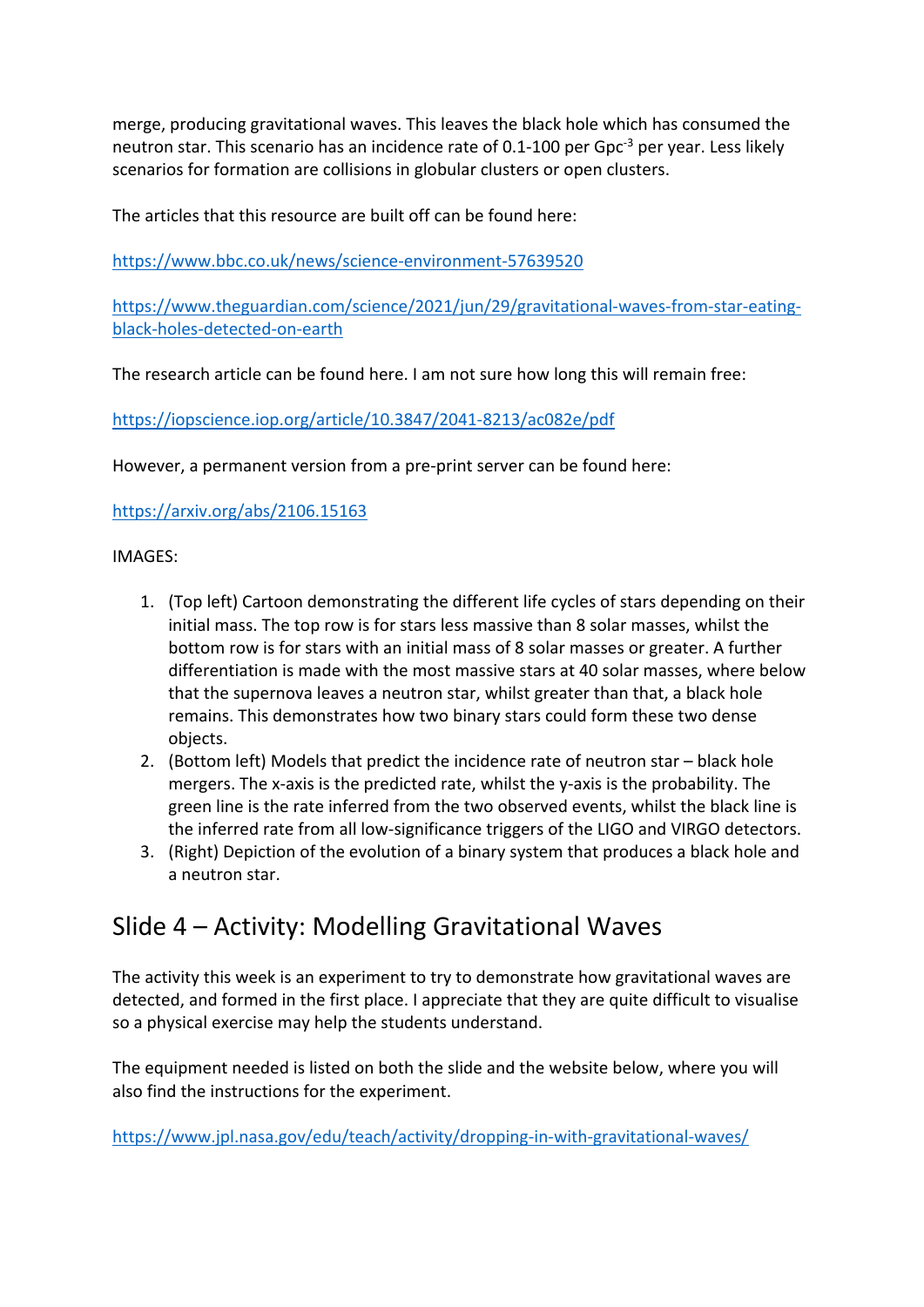merge, producing gravitational waves. This leaves the black hole which has consumed the neutron star. This scenario has an incidence rate of 0.1-100 per $Gpc^{-3}$ per year. Less likely scenarios for formation are collisions in globular clusters or open clusters.

The articles that this resource are built off can be found here:

https://www.bbc.co.uk/news/science-environment-57639520

https://www.theguardian.com/science/2021/jun/29/gravitational-waves-from-star-eating-black-holes-detected-on-earth

The research article can be found here. I am not sure how long this will remain free:

https://iopscience.iop.org/article/10.3847/2041-8213/ac082e/pdf

However, a permanent version from a pre-print server can be found here:

https://arxiv.org/abs/2106.15163

IMAGES:

1. (Top left) Cartoon demonstrating the different life cycles of stars depending on their initial mass. The top row is for stars less massive than 8 solar masses, whilst the bottom row is for stars with an initial mass of 8 solar masses or greater. A further differentiation is made with the most massive stars at 40 solar masses, where below that the supernova leaves a neutron star, whilst greater than that, a black hole remains. This demonstrates how two binary stars could form these two dense objects.
2. (Bottom left) Models that predict the incidence rate of neutron star – black hole mergers. The x-axis is the predicted rate, whilst the y-axis is the probability. The green line is the rate inferred from the two observed events, whilst the black line is the inferred rate from all low-significance triggers of the LIGO and VIRGO detectors.
3. (Right) Depiction of the evolution of a binary system that produces a black hole and a neutron star.

## Slide 4 – Activity: Modelling Gravitational Waves

The activity this week is an experiment to try to demonstrate how gravitational waves are detected, and formed in the first place. I appreciate that they are quite difficult to visualise so a physical exercise may help the students understand.

The equipment needed is listed on both the slide and the website below, where you will also find the instructions for the experiment.

https://www.jpl.nasa.gov/edu/teach/activity/dropping-in-with-gravitational-waves/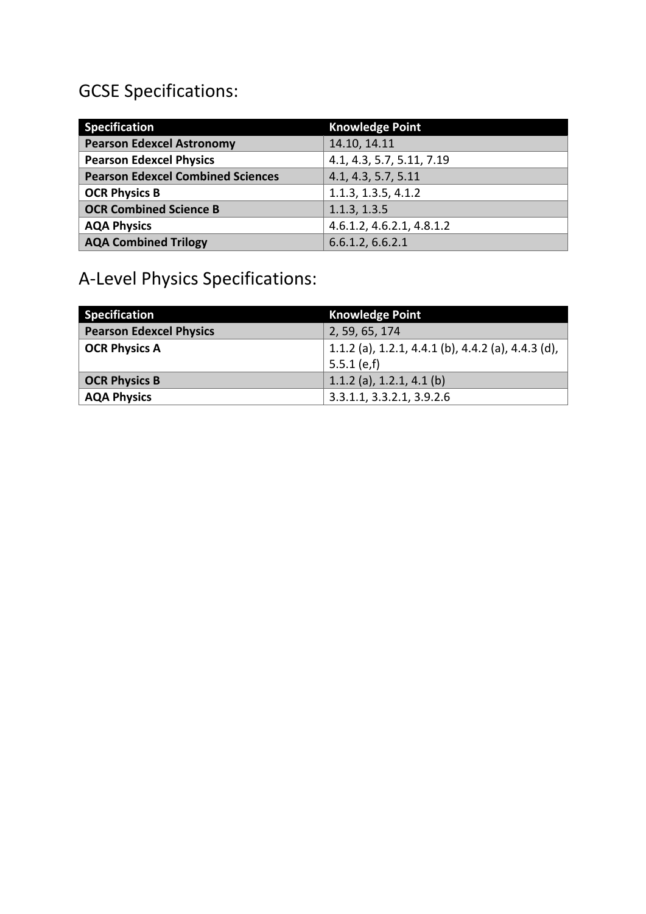## GCSE Specifications:

| Specification | Knowledge Point |
| --- | --- |
| **Pearson Edexcel Astronomy** | 14.10, 14.11 |
| **Pearson Edexcel Physics** | 4.1, 4.3, 5.7, 5.11, 7.19 |
| **Pearson Edexcel Combined Sciences** | 4.1, 4.3, 5.7, 5.11 |
| **OCR Physics B** | 1.1.3, 1.3.5, 4.1.2 |
| **OCR Combined Science B** | 1.1.3, 1.3.5 |
| **AQA Physics** | 4.6.1.2, 4.6.2.1, 4.8.1.2 |
| **AQA Combined Trilogy** | 6.6.1.2, 6.6.2.1 |

## A-Level Physics Specifications:

| Specification | Knowledge Point |
| --- | --- |
| **Pearson Edexcel Physics** | 2, 59, 65, 174 |
| **OCR Physics A** | 1.1.2 (a), 1.2.1, 4.4.1 (b), 4.4.2 (a), 4.4.3 (d), 5.5.1 (e,f) |
| **OCR Physics B** | 1.1.2 (a), 1.2.1, 4.1 (b) |
| **AQA Physics** | 3.3.1.1, 3.3.2.1, 3.9.2.6 |